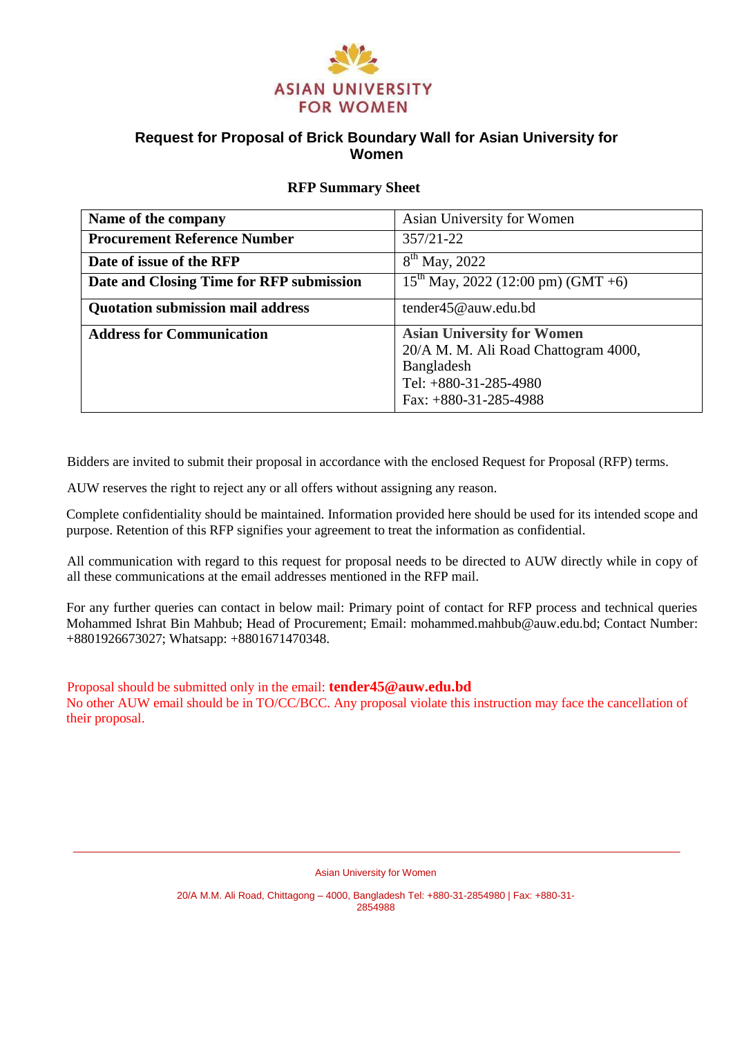ASIAN UNIVERSITY FOR WOMEN

# Request for Proposal of Brick Boundary Wall for Asian University for Women

## RFP Summary Sheet

| **Name of the company** | Asian University for Women |
|---|---|
| **Procurement Reference Number** | 357/21-22 |
| **Date of issue of the RFP** | 8th May, 2022 |
| **Date and Closing Time for RFP submission** | 15th May, 2022 (12:00 pm) (GMT +6) |
| **Quotation submission mail address** | tender45@auw.edu.bd |
| **Address for Communication** | **Asian University for Women**<br>20/A M. M. Ali Road Chattogram 4000, Bangladesh<br>Tel: +880-31-285-4980<br>Fax: +880-31-285-4988 |

Bidders are invited to submit their proposal in accordance with the enclosed Request for Proposal (RFP) terms.

AUW reserves the right to reject any or all offers without assigning any reason.

Complete confidentiality should be maintained. Information provided here should be used for its intended scope and purpose. Retention of this RFP signifies your agreement to treat the information as confidential.

All communication with regard to this request for proposal needs to be directed to AUW directly while in copy of all these communications at the email addresses mentioned in the RFP mail.

For any further queries can contact in below mail: Primary point of contact for RFP process and technical queries Mohammed Ishrat Bin Mahbub; Head of Procurement; Email: mohammed.mahbub@auw.edu.bd; Contact Number: +8801926673027; Whatsapp: +8801671470348.

Proposal should be submitted only in the email: **tender45@auw.edu.bd**
No other AUW email should be in TO/CC/BCC. Any proposal violate this instruction may face the cancellation of their proposal.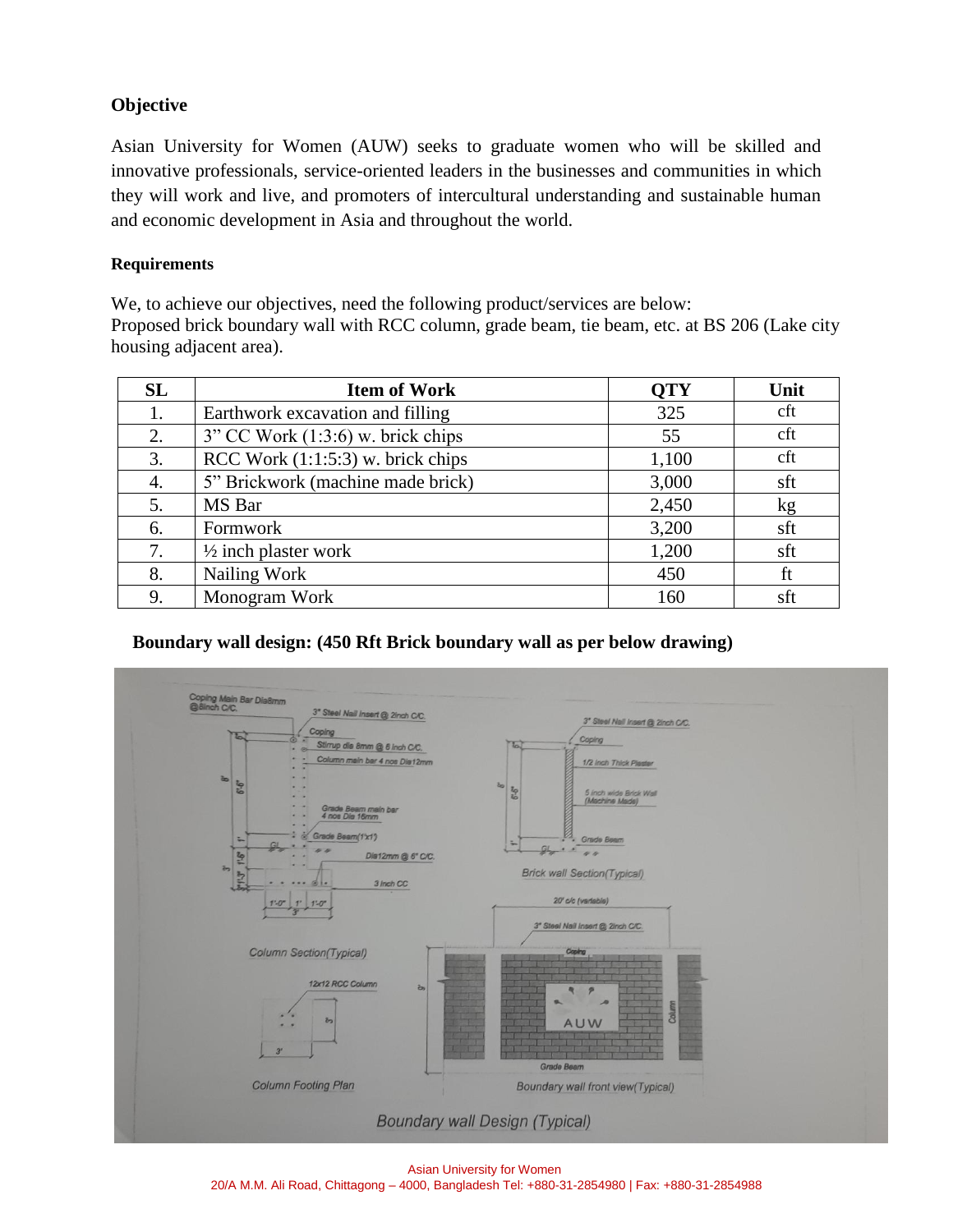**Objective**

Asian University for Women (AUW) seeks to graduate women who will be skilled and innovative professionals, service-oriented leaders in the businesses and communities in which they will work and live, and promoters of intercultural understanding and sustainable human and economic development in Asia and throughout the world.

**Requirements**

We, to achieve our objectives, need the following product/services are below:
Proposed brick boundary wall with RCC column, grade beam, tie beam, etc. at BS 206 (Lake city housing adjacent area).

| SL | Item of Work | QTY | Unit |
|---|---|---|---|
| 1. | Earthwork excavation and filling | 325 | cft |
| 2. | 3" CC Work (1:3:6) w. brick chips | 55 | cft |
| 3. | RCC Work (1:1:5:3) w. brick chips | 1,100 | cft |
| 4. | 5" Brickwork (machine made brick) | 3,000 | sft |
| 5. | MS Bar | 2,450 | kg |
| 6. | Formwork | 3,200 | sft |
| 7. | ½ inch plaster work | 1,200 | sft |
| 8. | Nailing Work | 450 | ft |
| 9. | Monogram Work | 160 | sft |

**Boundary wall design: (450 Rft Brick boundary wall as per below drawing)**

Boundary wall Design (Typical)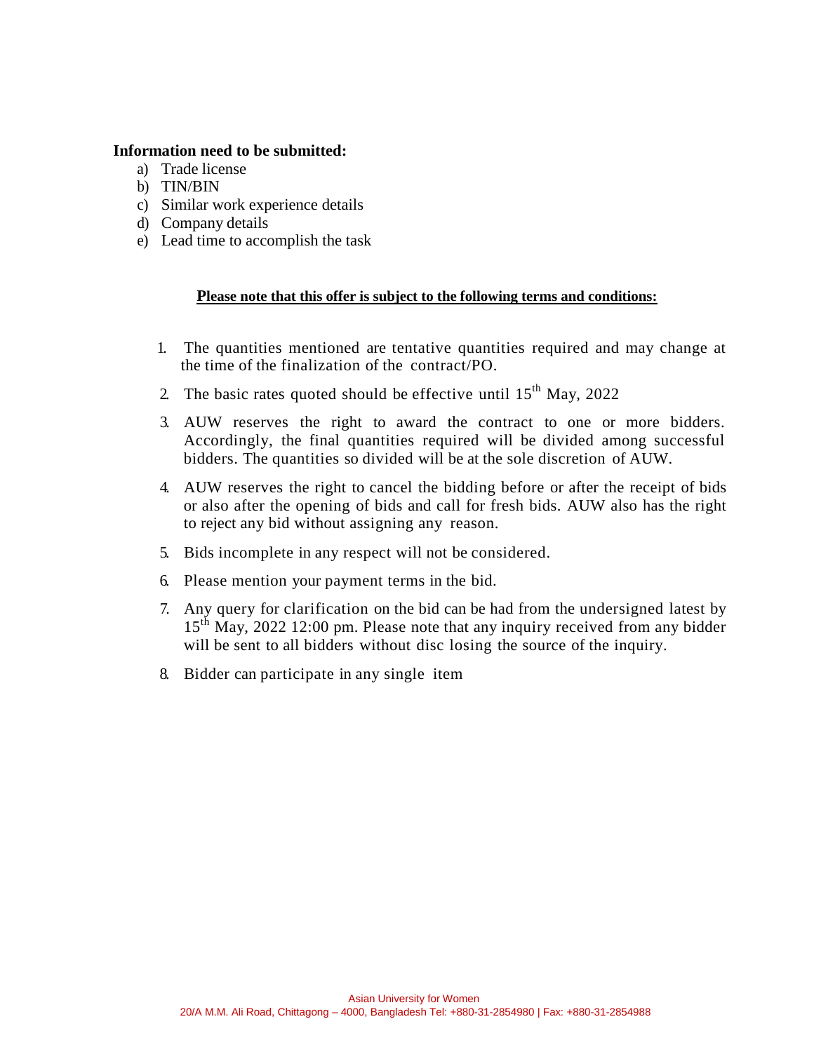**Information need to be submitted:**

a) Trade license
b) TIN/BIN
c) Similar work experience details
d) Company details
e) Lead time to accomplish the task

**Please note that this offer is subject to the following terms and conditions:**

1. The quantities mentioned are tentative quantities required and may change at the time of the finalization of the contract/PO.
2. The basic rates quoted should be effective until 15th May, 2022
3. AUW reserves the right to award the contract to one or more bidders. Accordingly, the final quantities required will be divided among successful bidders. The quantities so divided will be at the sole discretion of AUW.
4. AUW reserves the right to cancel the bidding before or after the receipt of bids or also after the opening of bids and call for fresh bids. AUW also has the right to reject any bid without assigning any reason.
5. Bids incomplete in any respect will not be considered.
6. Please mention your payment terms in the bid.
7. Any query for clarification on the bid can be had from the undersigned latest by 15th May, 2022 12:00 pm. Please note that any inquiry received from any bidder will be sent to all bidders without disc losing the source of the inquiry.
8. Bidder can participate in any single item